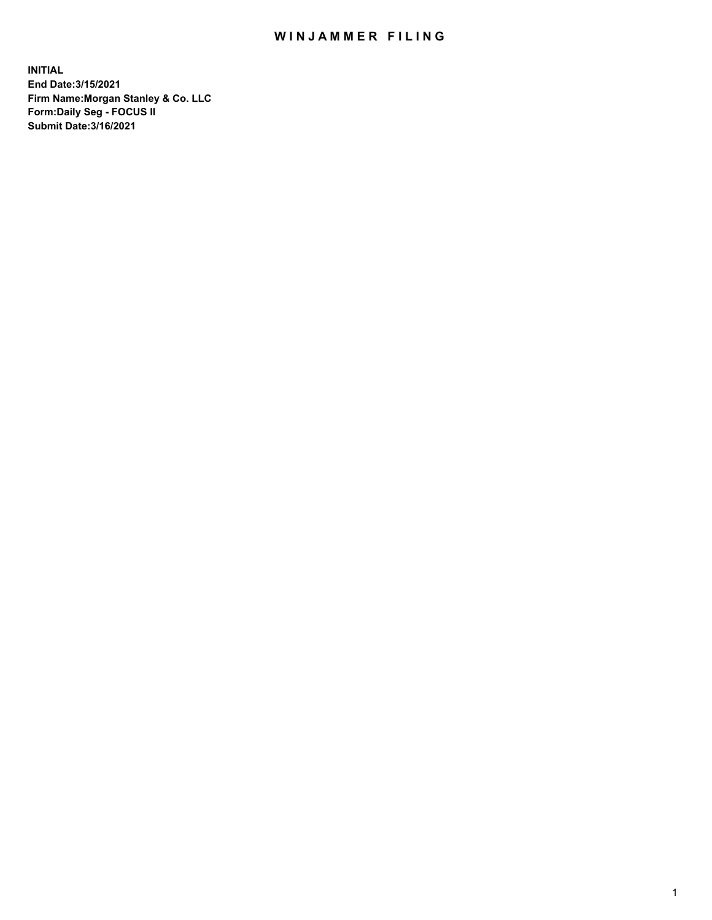# WINJAMMER FILING

**INITIAL**
**End Date:3/15/2021**
**Firm Name:Morgan Stanley & Co. LLC**
**Form:Daily Seg - FOCUS II**
**Submit Date:3/16/2021**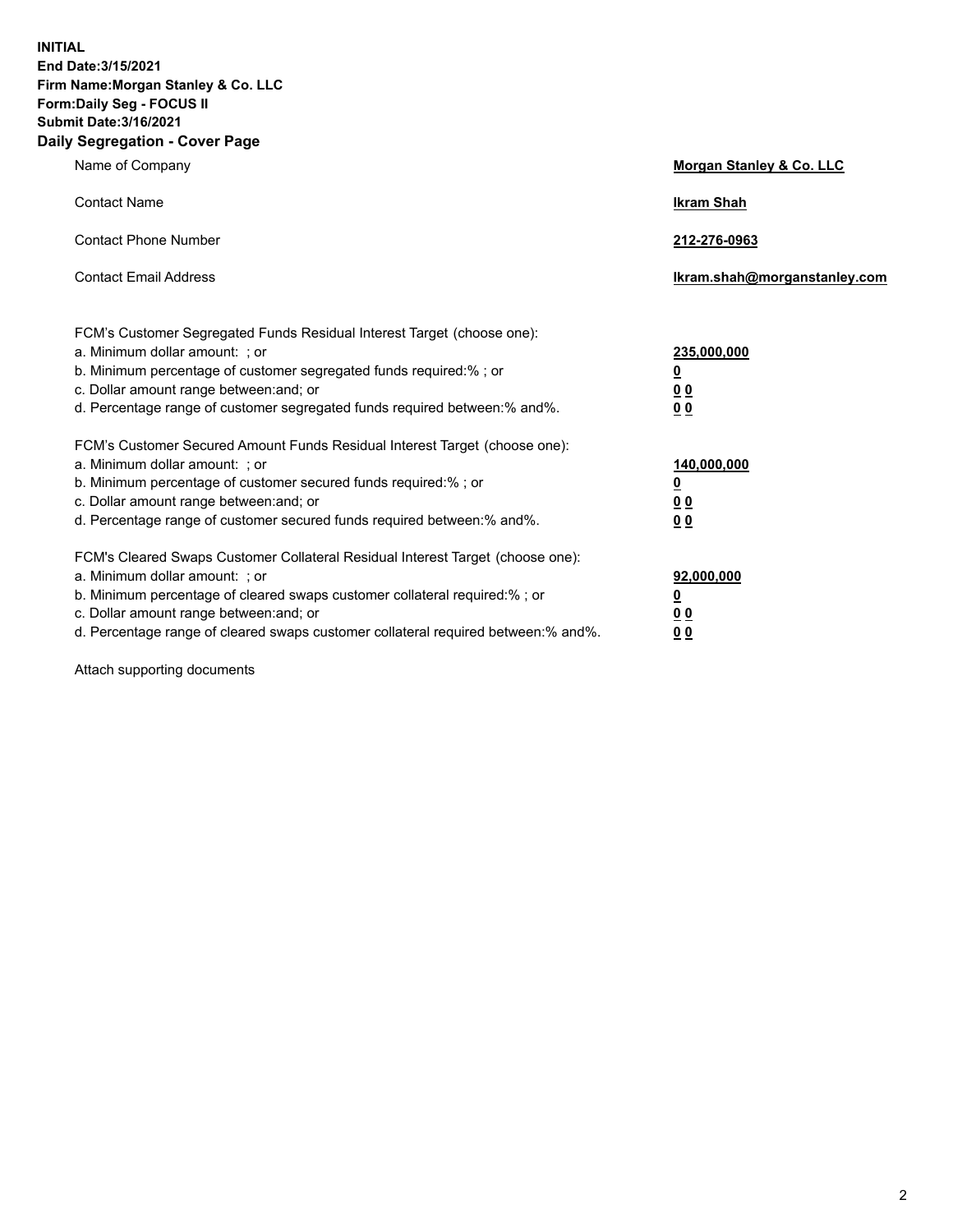**INITIAL**
**End Date:3/15/2021**
**Firm Name:Morgan Stanley & Co. LLC**
**Form:Daily Seg - FOCUS II**
**Submit Date:3/16/2021**
**Daily Segregation - Cover Page**

| | |
|---|---|
| Name of Company | **Morgan Stanley & Co. LLC** |
| Contact Name | **Ikram Shah** |
| Contact Phone Number | **212-276-0963** |
| Contact Email Address | **Ikram.shah@morganstanley.com** |

FCM's Customer Segregated Funds Residual Interest Target (choose one):

| | |
|---|---|
| a. Minimum dollar amount: ; or | **235,000,000** |
| b. Minimum percentage of customer segregated funds required:% ; or | **0** |
| c. Dollar amount range between:and; or | **0 0** |
| d. Percentage range of customer segregated funds required between:% and%. | **0 0** |

FCM's Customer Secured Amount Funds Residual Interest Target (choose one):

| | |
|---|---|
| a. Minimum dollar amount: ; or | **140,000,000** |
| b. Minimum percentage of customer secured funds required:% ; or | **0** |
| c. Dollar amount range between:and; or | **0 0** |
| d. Percentage range of customer secured funds required between:% and%. | **0 0** |

FCM's Cleared Swaps Customer Collateral Residual Interest Target (choose one):

| | |
|---|---|
| a. Minimum dollar amount: ; or | **92,000,000** |
| b. Minimum percentage of cleared swaps customer collateral required:% ; or | **0** |
| c. Dollar amount range between:and; or | **0 0** |
| d. Percentage range of cleared swaps customer collateral required between:% and%. | **0 0** |

Attach supporting documents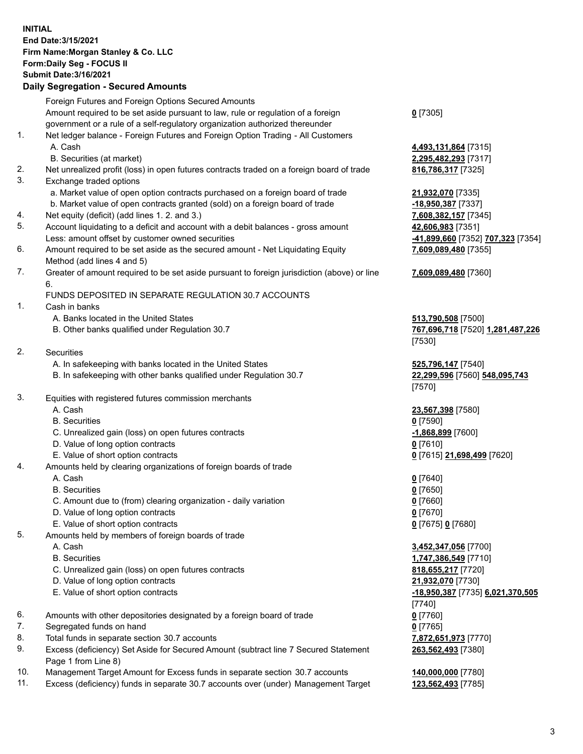**INITIAL**
**End Date:3/15/2021**
**Firm Name:Morgan Stanley & Co. LLC**
**Form:Daily Seg - FOCUS II**
**Submit Date:3/16/2021**

**Daily Segregation - Secured Amounts**

| | | |
|---|---|---|
| | Foreign Futures and Foreign Options Secured Amounts | |
| | Amount required to be set aside pursuant to law, rule or regulation of a foreign government or a rule of a self-regulatory organization authorized thereunder | **0** [7305] |
| 1. | Net ledger balance - Foreign Futures and Foreign Option Trading - All Customers | |
| | A. Cash | **4,493,131,864** [7315] |
| | B. Securities (at market) | **2,295,482,293** [7317] |
| 2. | Net unrealized profit (loss) in open futures contracts traded on a foreign board of trade | **816,786,317** [7325] |
| 3. | Exchange traded options | |
| | a. Market value of open option contracts purchased on a foreign board of trade | **21,932,070** [7335] |
| | b. Market value of open contracts granted (sold) on a foreign board of trade | **-18,950,387** [7337] |
| 4. | Net equity (deficit) (add lines 1. 2. and 3.) | **7,608,382,157** [7345] |
| 5. | Account liquidating to a deficit and account with a debit balances - gross amount | **42,606,983** [7351] |
| | Less: amount offset by customer owned securities | **-41,899,660** [7352] **707,323** [7354] |
| 6. | Amount required to be set aside as the secured amount - Net Liquidating Equity Method (add lines 4 and 5) | **7,609,089,480** [7355] |
| 7. | Greater of amount required to be set aside pursuant to foreign jurisdiction (above) or line 6. | **7,609,089,480** [7360] |
| | FUNDS DEPOSITED IN SEPARATE REGULATION 30.7 ACCOUNTS | |
| 1. | Cash in banks | |
| | A. Banks located in the United States | **513,790,508** [7500] |
| | B. Other banks qualified under Regulation 30.7 | **767,696,718** [7520] **1,281,487,226** [7530] |
| 2. | Securities | |
| | A. In safekeeping with banks located in the United States | **525,796,147** [7540] |
| | B. In safekeeping with other banks qualified under Regulation 30.7 | **22,299,596** [7560] **548,095,743** [7570] |
| 3. | Equities with registered futures commission merchants | |
| | A. Cash | **23,567,398** [7580] |
| | B. Securities | **0** [7590] |
| | C. Unrealized gain (loss) on open futures contracts | **-1,868,899** [7600] |
| | D. Value of long option contracts | **0** [7610] |
| | E. Value of short option contracts | **0** [7615] **21,698,499** [7620] |
| 4. | Amounts held by clearing organizations of foreign boards of trade | |
| | A. Cash | **0** [7640] |
| | B. Securities | **0** [7650] |
| | C. Amount due to (from) clearing organization - daily variation | **0** [7660] |
| | D. Value of long option contracts | **0** [7670] |
| | E. Value of short option contracts | **0** [7675] **0** [7680] |
| 5. | Amounts held by members of foreign boards of trade | |
| | A. Cash | **3,452,347,056** [7700] |
| | B. Securities | **1,747,386,549** [7710] |
| | C. Unrealized gain (loss) on open futures contracts | **818,655,217** [7720] |
| | D. Value of long option contracts | **21,932,070** [7730] |
| | E. Value of short option contracts | **-18,950,387** [7735] **6,021,370,505** [7740] |
| 6. | Amounts with other depositories designated by a foreign board of trade | **0** [7760] |
| 7. | Segregated funds on hand | **0** [7765] |
| 8. | Total funds in separate section 30.7 accounts | **7,872,651,973** [7770] |
| 9. | Excess (deficiency) Set Aside for Secured Amount (subtract line 7 Secured Statement Page 1 from Line 8) | **263,562,493** [7380] |
| 10. | Management Target Amount for Excess funds in separate section 30.7 accounts | **140,000,000** [7780] |
| 11. | Excess (deficiency) funds in separate 30.7 accounts over (under) Management Target | **123,562,493** [7785] |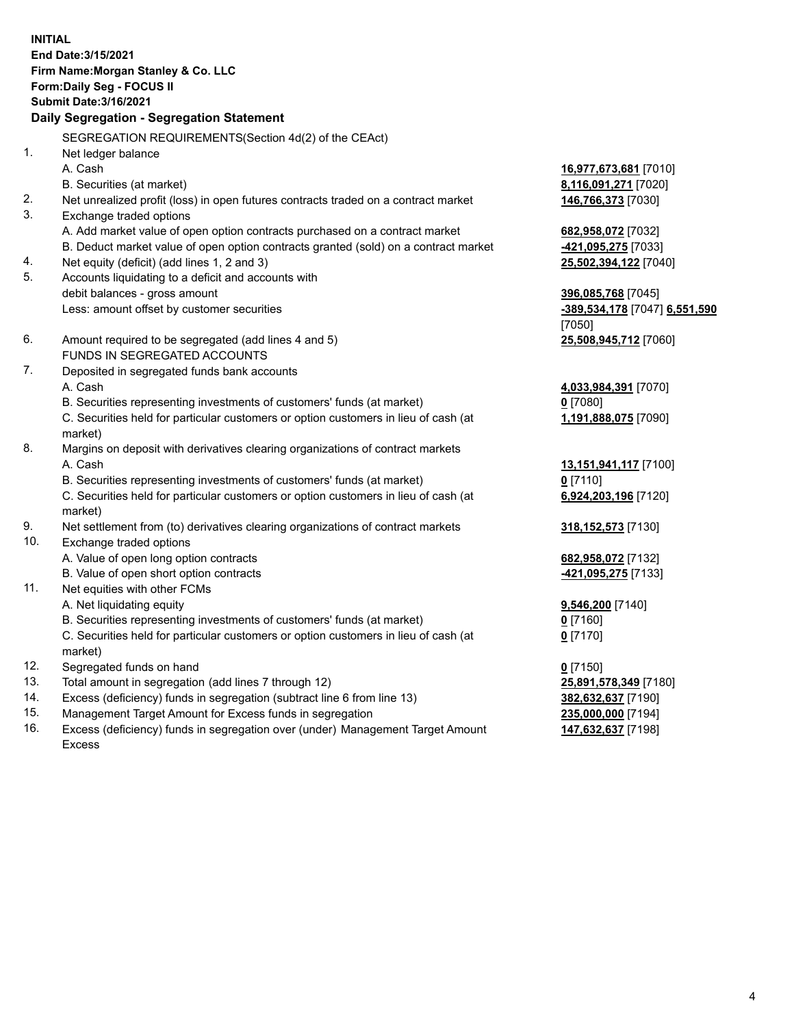**INITIAL**
**End Date:3/15/2021**
**Firm Name:Morgan Stanley & Co. LLC**
**Form:Daily Seg - FOCUS II**
**Submit Date:3/16/2021**

## Daily Segregation - Segregation Statement

SEGREGATION REQUIREMENTS(Section 4d(2) of the CEAct)

| | | |
|---|---|---|
| 1. | Net ledger balance | |
| | A. Cash | 16,977,673,681 [7010] |
| | B. Securities (at market) | 8,116,091,271 [7020] |
| 2. | Net unrealized profit (loss) in open futures contracts traded on a contract market | 146,766,373 [7030] |
| 3. | Exchange traded options | |
| | A. Add market value of open option contracts purchased on a contract market | 682,958,072 [7032] |
| | B. Deduct market value of open option contracts granted (sold) on a contract market | -421,095,275 [7033] |
| 4. | Net equity (deficit) (add lines 1, 2 and 3) | 25,502,394,122 [7040] |
| 5. | Accounts liquidating to a deficit and accounts with debit balances - gross amount | 396,085,768 [7045] |
| | Less: amount offset by customer securities | -389,534,178 [7047] 6,551,590 [7050] |
| 6. | Amount required to be segregated (add lines 4 and 5) | 25,508,945,712 [7060] |
| | FUNDS IN SEGREGATED ACCOUNTS | |
| 7. | Deposited in segregated funds bank accounts | |
| | A. Cash | 4,033,984,391 [7070] |
| | B. Securities representing investments of customers' funds (at market) | 0 [7080] |
| | C. Securities held for particular customers or option customers in lieu of cash (at market) | 1,191,888,075 [7090] |
| 8. | Margins on deposit with derivatives clearing organizations of contract markets | |
| | A. Cash | 13,151,941,117 [7100] |
| | B. Securities representing investments of customers' funds (at market) | 0 [7110] |
| | C. Securities held for particular customers or option customers in lieu of cash (at market) | 6,924,203,196 [7120] |
| 9. | Net settlement from (to) derivatives clearing organizations of contract markets | 318,152,573 [7130] |
| 10. | Exchange traded options | |
| | A. Value of open long option contracts | 682,958,072 [7132] |
| | B. Value of open short option contracts | -421,095,275 [7133] |
| 11. | Net equities with other FCMs | |
| | A. Net liquidating equity | 9,546,200 [7140] |
| | B. Securities representing investments of customers' funds (at market) | 0 [7160] |
| | C. Securities held for particular customers or option customers in lieu of cash (at market) | 0 [7170] |
| 12. | Segregated funds on hand | 0 [7150] |
| 13. | Total amount in segregation (add lines 7 through 12) | 25,891,578,349 [7180] |
| 14. | Excess (deficiency) funds in segregation (subtract line 6 from line 13) | 382,632,637 [7190] |
| 15. | Management Target Amount for Excess funds in segregation | 235,000,000 [7194] |
| 16. | Excess (deficiency) funds in segregation over (under) Management Target Amount Excess | 147,632,637 [7198] |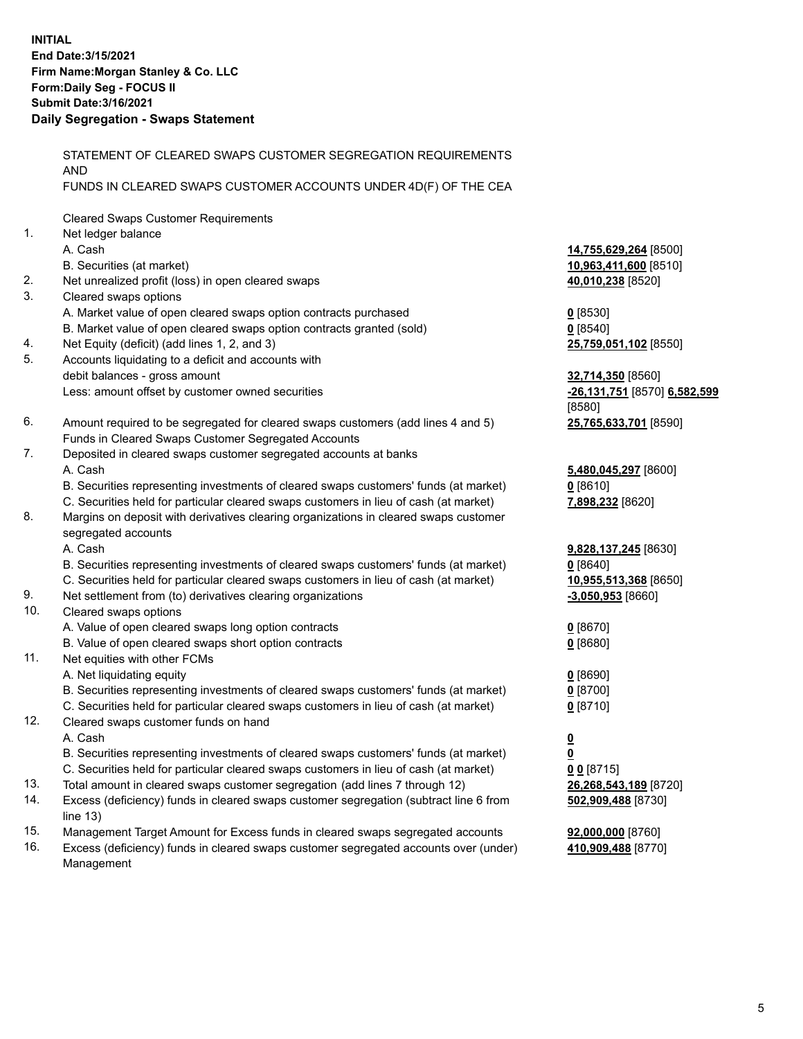**INITIAL**
**End Date:3/15/2021**
**Firm Name:Morgan Stanley & Co. LLC**
**Form:Daily Seg - FOCUS II**
**Submit Date:3/16/2021**
**Daily Segregation - Swaps Statement**

STATEMENT OF CLEARED SWAPS CUSTOMER SEGREGATION REQUIREMENTS AND FUNDS IN CLEARED SWAPS CUSTOMER ACCOUNTS UNDER 4D(F) OF THE CEA

| | | |
|---|---|---|
| | Cleared Swaps Customer Requirements | |
| 1. | Net ledger balance | |
| | A. Cash | **14,755,629,264** [8500] |
| | B. Securities (at market) | **10,963,411,600** [8510] |
| 2. | Net unrealized profit (loss) in open cleared swaps | **40,010,238** [8520] |
| 3. | Cleared swaps options | |
| | A. Market value of open cleared swaps option contracts purchased | **0** [8530] |
| | B. Market value of open cleared swaps option contracts granted (sold) | **0** [8540] |
| 4. | Net Equity (deficit) (add lines 1, 2, and 3) | **25,759,051,102** [8550] |
| 5. | Accounts liquidating to a deficit and accounts with debit balances - gross amount | **32,714,350** [8560] |
| | Less: amount offset by customer owned securities | **-26,131,751** [8570] **6,582,599** [8580] |
| 6. | Amount required to be segregated for cleared swaps customers (add lines 4 and 5) | **25,765,633,701** [8590] |
| | Funds in Cleared Swaps Customer Segregated Accounts | |
| 7. | Deposited in cleared swaps customer segregated accounts at banks | |
| | A. Cash | **5,480,045,297** [8600] |
| | B. Securities representing investments of cleared swaps customers' funds (at market) | **0** [8610] |
| | C. Securities held for particular cleared swaps customers in lieu of cash (at market) | **7,898,232** [8620] |
| 8. | Margins on deposit with derivatives clearing organizations in cleared swaps customer segregated accounts | |
| | A. Cash | **9,828,137,245** [8630] |
| | B. Securities representing investments of cleared swaps customers' funds (at market) | **0** [8640] |
| | C. Securities held for particular cleared swaps customers in lieu of cash (at market) | **10,955,513,368** [8650] |
| 9. | Net settlement from (to) derivatives clearing organizations | **-3,050,953** [8660] |
| 10. | Cleared swaps options | |
| | A. Value of open cleared swaps long option contracts | **0** [8670] |
| | B. Value of open cleared swaps short option contracts | **0** [8680] |
| 11. | Net equities with other FCMs | |
| | A. Net liquidating equity | **0** [8690] |
| | B. Securities representing investments of cleared swaps customers' funds (at market) | **0** [8700] |
| | C. Securities held for particular cleared swaps customers in lieu of cash (at market) | **0** [8710] |
| 12. | Cleared swaps customer funds on hand | |
| | A. Cash | **0** |
| | B. Securities representing investments of cleared swaps customers' funds (at market) | **0** |
| | C. Securities held for particular cleared swaps customers in lieu of cash (at market) | **0** **0** [8715] |
| 13. | Total amount in cleared swaps customer segregation (add lines 7 through 12) | **26,268,543,189** [8720] |
| 14. | Excess (deficiency) funds in cleared swaps customer segregation (subtract line 6 from line 13) | **502,909,488** [8730] |
| 15. | Management Target Amount for Excess funds in cleared swaps segregated accounts | **92,000,000** [8760] |
| 16. | Excess (deficiency) funds in cleared swaps customer segregated accounts over (under) Management | **410,909,488** [8770] |